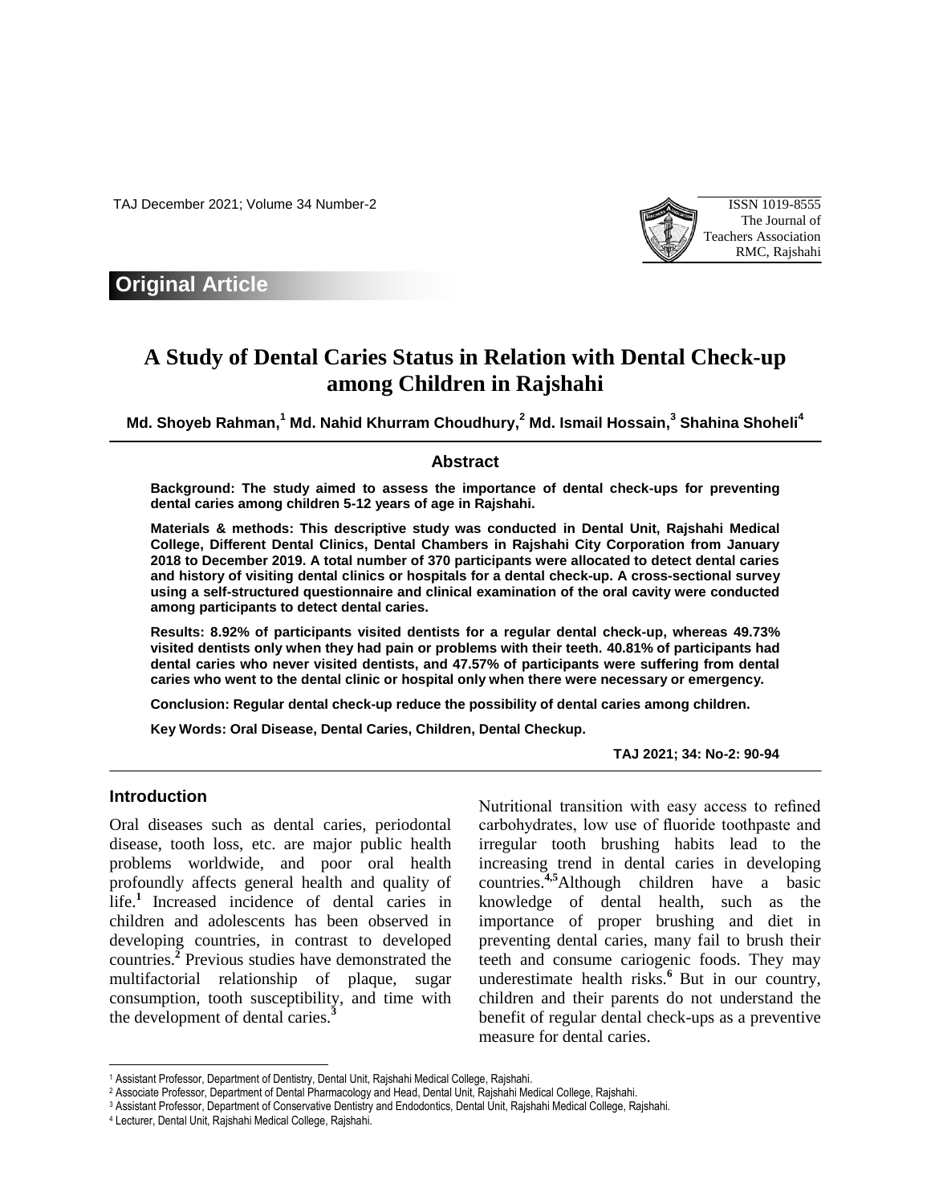**Original Article**

# A Study of Dental Caries Status in Relation with Dental Check-up among Children in Rajshahi

**Md. Shoyeb Rahman,[1] Md. Nahid Khurram Choudhury,[2] Md. Ismail Hossain,[3] Shahina Shoheli[4]**

## Abstract

**Background: The study aimed to assess the importance of dental check-ups for preventing dental caries among children 5-12 years of age in Rajshahi.**

**Materials & methods: This descriptive study was conducted in Dental Unit, Rajshahi Medical College, Different Dental Clinics, Dental Chambers in Rajshahi City Corporation from January 2018 to December 2019. A total number of 370 participants were allocated to detect dental caries and history of visiting dental clinics or hospitals for a dental check-up. A cross-sectional survey using a self-structured questionnaire and clinical examination of the oral cavity were conducted among participants to detect dental caries.**

**Results: 8.92% of participants visited dentists for a regular dental check-up, whereas 49.73% visited dentists only when they had pain or problems with their teeth. 40.81% of participants had dental caries who never visited dentists, and 47.57% of participants were suffering from dental caries who went to the dental clinic or hospital only when there were necessary or emergency.**

**Conclusion: Regular dental check-up reduce the possibility of dental caries among children.**

**Key Words: Oral Disease, Dental Caries, Children, Dental Checkup.**

## Introduction

Oral diseases such as dental caries, periodontal disease, tooth loss, etc. are major public health problems worldwide, and poor oral health profoundly affects general health and quality of life.[1] Increased incidence of dental caries in children and adolescents has been observed in developing countries, in contrast to developed countries.[2] Previous studies have demonstrated the multifactorial relationship of plaque, sugar consumption, tooth susceptibility, and time with the development of dental caries.[3]

Nutritional transition with easy access to refined carbohydrates, low use of fluoride toothpaste and irregular tooth brushing habits lead to the increasing trend in dental caries in developing countries.[4,5] Although children have a basic knowledge of dental health, such as the importance of proper brushing and diet in preventing dental caries, many fail to brush their teeth and consume cariogenic foods. They may underestimate health risks.[6] But in our country, children and their parents do not understand the benefit of regular dental check-ups as a preventive measure for dental caries.

---

[1] Assistant Professor, Department of Dentistry, Dental Unit, Rajshahi Medical College, Rajshahi.

[2] Associate Professor, Department of Dental Pharmacology and Head, Dental Unit, Rajshahi Medical College, Rajshahi.

[3] Assistant Professor, Department of Conservative Dentistry and Endodontics, Dental Unit, Rajshahi Medical College, Rajshahi.

[4] Lecturer, Dental Unit, Rajshahi Medical College, Rajshahi.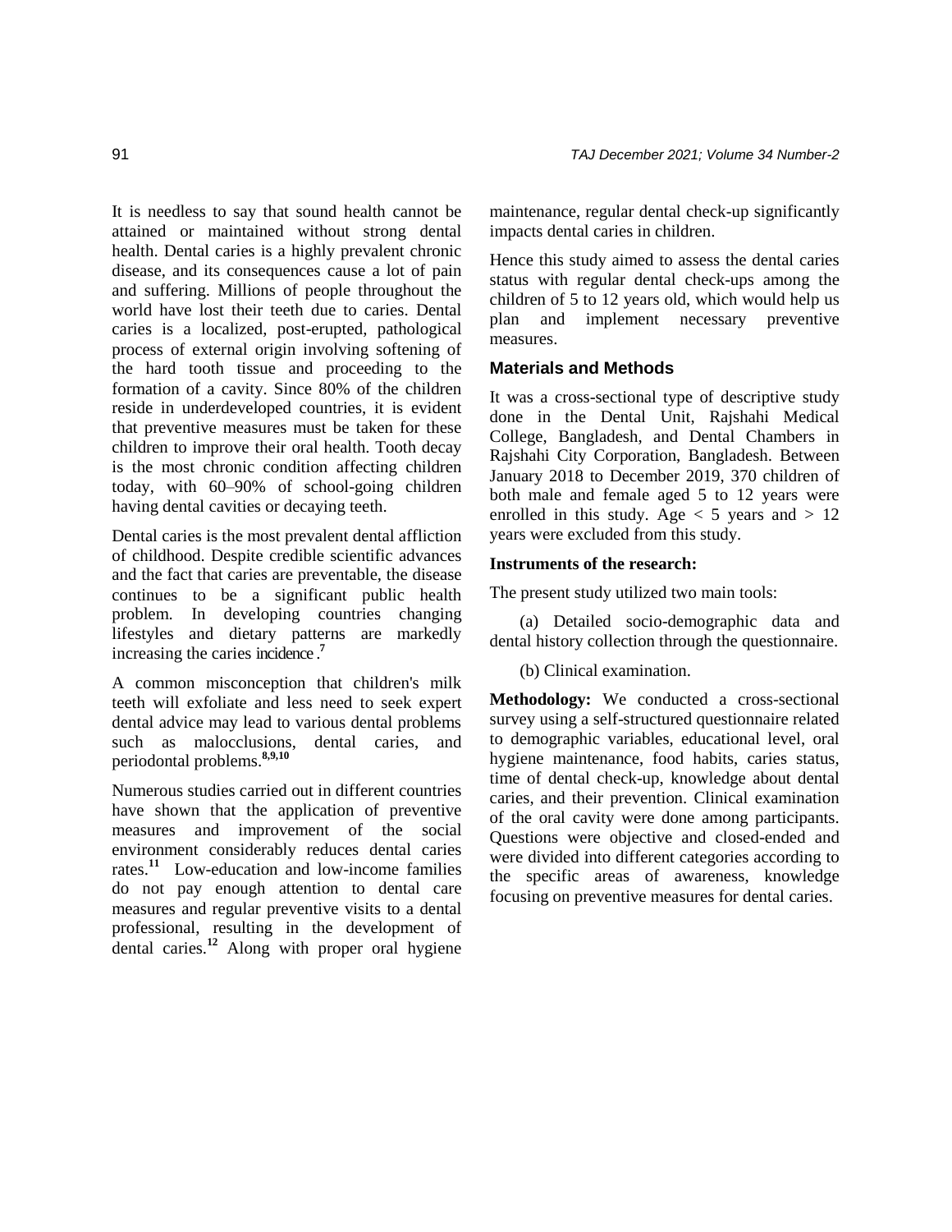It is needless to say that sound health cannot be attained or maintained without strong dental health. Dental caries is a highly prevalent chronic disease, and its consequences cause a lot of pain and suffering. Millions of people throughout the world have lost their teeth due to caries. Dental caries is a localized, post-erupted, pathological process of external origin involving softening of the hard tooth tissue and proceeding to the formation of a cavity. Since 80% of the children reside in underdeveloped countries, it is evident that preventive measures must be taken for these children to improve their oral health. Tooth decay is the most chronic condition affecting children today, with 60–90% of school-going children having dental cavities or decaying teeth.

Dental caries is the most prevalent dental affliction of childhood. Despite credible scientific advances and the fact that caries are preventable, the disease continues to be a significant public health problem. In developing countries changing lifestyles and dietary patterns are markedly increasing the caries incidence.[7]

A common misconception that children's milk teeth will exfoliate and less need to seek expert dental advice may lead to various dental problems such as malocclusions, dental caries, and periodontal problems.[8,9,10]

Numerous studies carried out in different countries have shown that the application of preventive measures and improvement of the social environment considerably reduces dental caries rates.[11] Low-education and low-income families do not pay enough attention to dental care measures and regular preventive visits to a dental professional, resulting in the development of dental caries.[12] Along with proper oral hygiene maintenance, regular dental check-up significantly impacts dental caries in children.

Hence this study aimed to assess the dental caries status with regular dental check-ups among the children of 5 to 12 years old, which would help us plan and implement necessary preventive measures.

## Materials and Methods

It was a cross-sectional type of descriptive study done in the Dental Unit, Rajshahi Medical College, Bangladesh, and Dental Chambers in Rajshahi City Corporation, Bangladesh. Between January 2018 to December 2019, 370 children of both male and female aged 5 to 12 years were enrolled in this study. Age < 5 years and > 12 years were excluded from this study.

**Instruments of the research:**

The present study utilized two main tools:

(a) Detailed socio-demographic data and dental history collection through the questionnaire.

(b) Clinical examination.

**Methodology:** We conducted a cross-sectional survey using a self-structured questionnaire related to demographic variables, educational level, oral hygiene maintenance, food habits, caries status, time of dental check-up, knowledge about dental caries, and their prevention. Clinical examination of the oral cavity were done among participants. Questions were objective and closed-ended and were divided into different categories according to the specific areas of awareness, knowledge focusing on preventive measures for dental caries.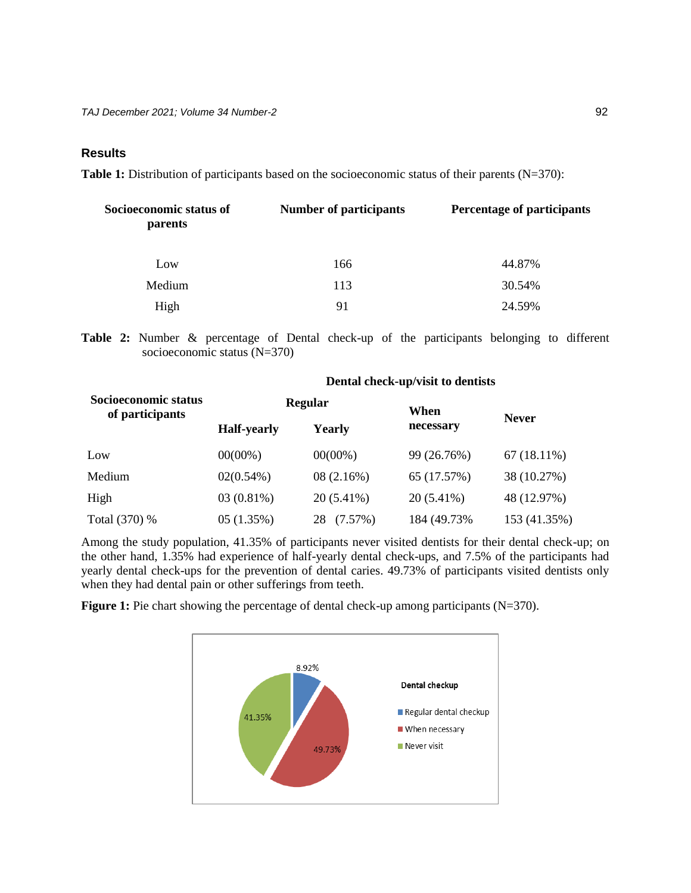## Results

**Table 1:** Distribution of participants based on the socioeconomic status of their parents (N=370):

| Socioeconomic status of parents | Number of participants | Percentage of participants |
|---|---|---|
| Low | 166 | 44.87% |
| Medium | 113 | 30.54% |
| High | 91 | 24.59% |

**Table 2:** Number & percentage of Dental check-up of the participants belonging to different socioeconomic status (N=370)

| Socioeconomic status of participants | Dental check-up/visit to dentists | | | |
|---|---|---|---|---|
| | Regular | | When necessary | Never |
| | Half-yearly | Yearly | | |
| Low | 00(00%) | 00(00%) | 99 (26.76%) | 67 (18.11%) |
| Medium | 02(0.54%) | 08 (2.16%) | 65 (17.57%) | 38 (10.27%) |
| High | 03 (0.81%) | 20 (5.41%) | 20 (5.41%) | 48 (12.97%) |
| Total (370) % | 05 (1.35%) | 28 (7.57%) | 184 (49.73% | 153 (41.35%) |

Among the study population, 41.35% of participants never visited dentists for their dental check-up; on the other hand, 1.35% had experience of half-yearly dental check-ups, and 7.5% of the participants had yearly dental check-ups for the prevention of dental caries. 49.73% of participants visited dentists only when they had dental pain or other sufferings from teeth.

**Figure 1:** Pie chart showing the percentage of dental check-up among participants (N=370).

8.92%
41.35%
49.73%
Dental checkup
Regular dental checkup
When necessary
Never visit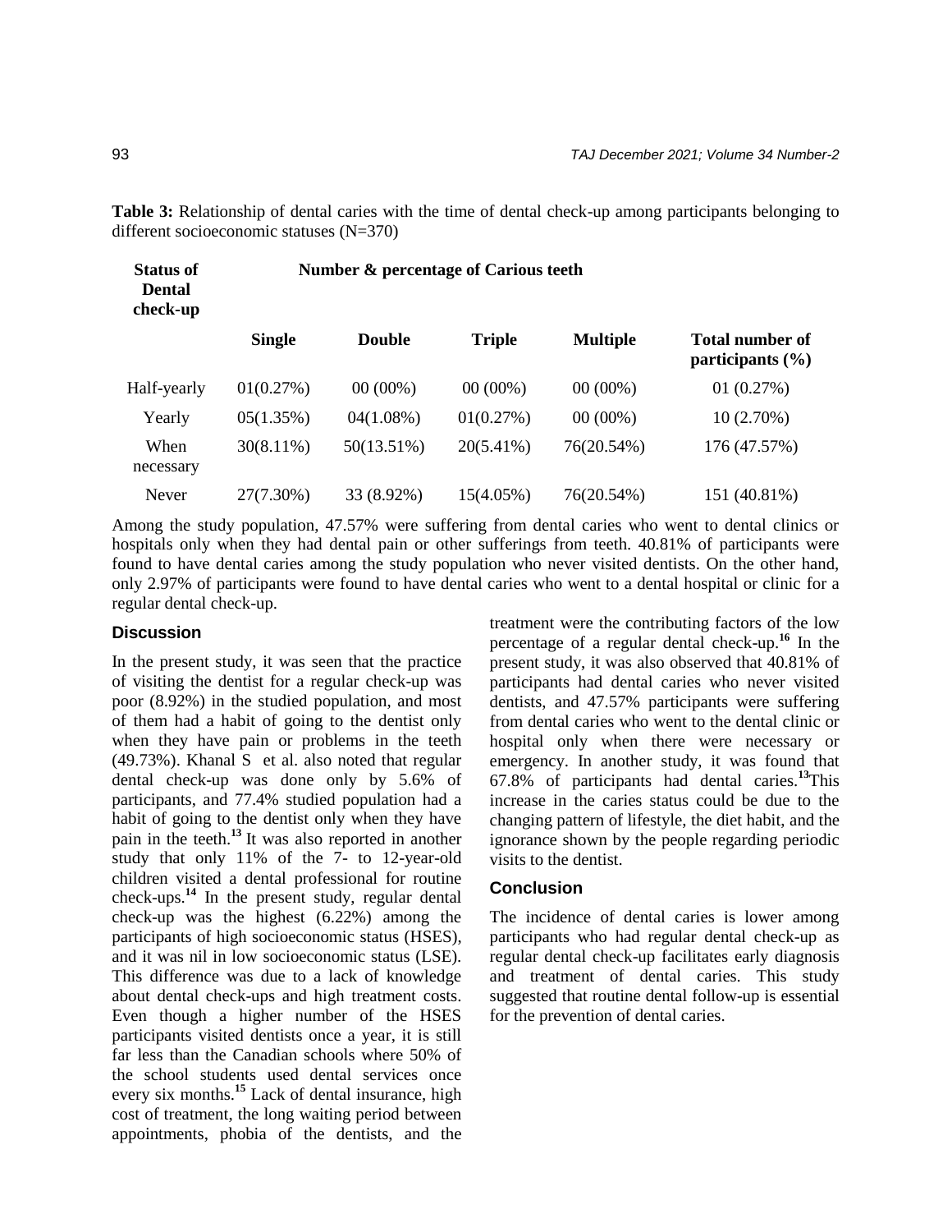**Table 3:** Relationship of dental caries with the time of dental check-up among participants belonging to different socioeconomic statuses (N=370)

| Status of Dental check-up | Number & percentage of Carious teeth | | | | |
|---|---|---|---|---|---|
| | Single | Double | Triple | Multiple | Total number of participants (%) |
| Half-yearly | 01(0.27%) | 00 (00%) | 00 (00%) | 00 (00%) | 01 (0.27%) |
| Yearly | 05(1.35%) | 04(1.08%) | 01(0.27%) | 00 (00%) | 10 (2.70%) |
| When necessary | 30(8.11%) | 50(13.51%) | 20(5.41%) | 76(20.54%) | 176 (47.57%) |
| Never | 27(7.30%) | 33 (8.92%) | 15(4.05%) | 76(20.54%) | 151 (40.81%) |

Among the study population, 47.57% were suffering from dental caries who went to dental clinics or hospitals only when they had dental pain or other sufferings from teeth. 40.81% of participants were found to have dental caries among the study population who never visited dentists. On the other hand, only 2.97% of participants were found to have dental caries who went to a dental hospital or clinic for a regular dental check-up.

## Discussion

In the present study, it was seen that the practice of visiting the dentist for a regular check-up was poor (8.92%) in the studied population, and most of them had a habit of going to the dentist only when they have pain or problems in the teeth (49.73%). Khanal S et al. also noted that regular dental check-up was done only by 5.6% of participants, and 77.4% studied population had a habit of going to the dentist only when they have pain in the teeth.[13] It was also reported in another study that only 11% of the 7- to 12-year-old children visited a dental professional for routine check-ups.[14] In the present study, regular dental check-up was the highest (6.22%) among the participants of high socioeconomic status (HSES), and it was nil in low socioeconomic status (LSE). This difference was due to a lack of knowledge about dental check-ups and high treatment costs. Even though a higher number of the HSES participants visited dentists once a year, it is still far less than the Canadian schools where 50% of the school students used dental services once every six months.[15] Lack of dental insurance, high cost of treatment, the long waiting period between appointments, phobia of the dentists, and the treatment were the contributing factors of the low percentage of a regular dental check-up.[16] In the present study, it was also observed that 40.81% of participants had dental caries who never visited dentists, and 47.57% participants were suffering from dental caries who went to the dental clinic or hospital only when there were necessary or emergency. In another study, it was found that 67.8% of participants had dental caries.[13] This increase in the caries status could be due to the changing pattern of lifestyle, the diet habit, and the ignorance shown by the people regarding periodic visits to the dentist.

## Conclusion

The incidence of dental caries is lower among participants who had regular dental check-up as regular dental check-up facilitates early diagnosis and treatment of dental caries. This study suggested that routine dental follow-up is essential for the prevention of dental caries.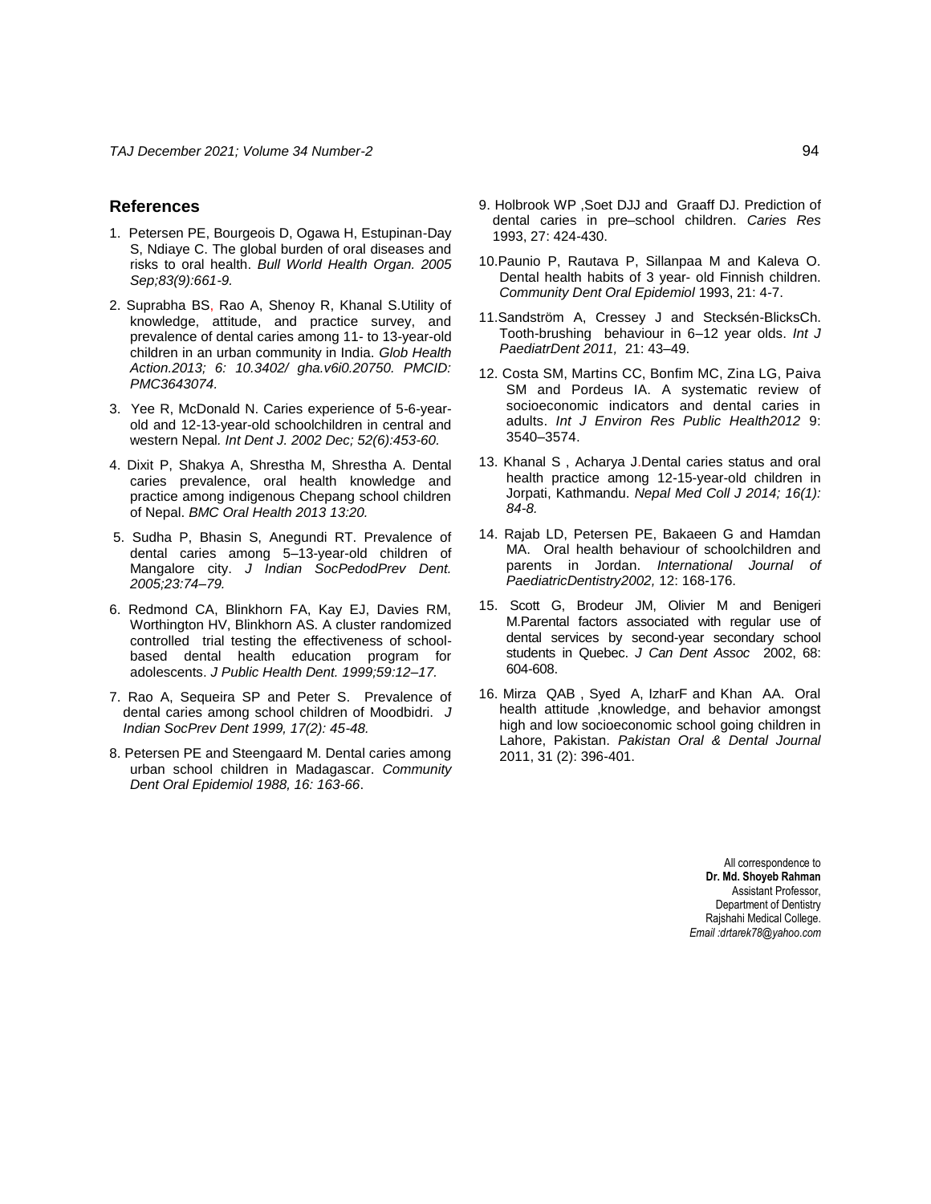## References

1. Petersen PE, Bourgeois D, Ogawa H, Estupinan-Day S, Ndiaye C. The global burden of oral diseases and risks to oral health. *Bull World Health Organ. 2005 Sep;83(9):661-9.*

2. Suprabha BS, Rao A, Shenoy R, Khanal S.Utility of knowledge, attitude, and practice survey, and prevalence of dental caries among 11- to 13-year-old children in an urban community in India. *Glob Health Action.2013; 6: 10.3402/ gha.v6i0.20750. PMCID: PMC3643074.*

3. Yee R, McDonald N. Caries experience of 5-6-year-old and 12-13-year-old schoolchildren in central and western Nepal. *Int Dent J. 2002 Dec; 52(6):453-60.*

4. Dixit P, Shakya A, Shrestha M, Shrestha A. Dental caries prevalence, oral health knowledge and practice among indigenous Chepang school children of Nepal. *BMC Oral Health 2013 13:20.*

5. Sudha P, Bhasin S, Anegundi RT. Prevalence of dental caries among 5–13-year-old children of Mangalore city. *J Indian SocPedodPrev Dent. 2005;23:74–79.*

6. Redmond CA, Blinkhorn FA, Kay EJ, Davies RM, Worthington HV, Blinkhorn AS. A cluster randomized controlled trial testing the effectiveness of school-based dental health education program for adolescents. *J Public Health Dent. 1999;59:12–17.*

7. Rao A, Sequeira SP and Peter S. Prevalence of dental caries among school children of Moodbidri. *J Indian SocPrev Dent 1999, 17(2): 45-48.*

8. Petersen PE and Steengaard M. Dental caries among urban school children in Madagascar. *Community Dent Oral Epidemiol 1988, 16: 163-66*.

9. Holbrook WP ,Soet DJJ and Graaff DJ. Prediction of dental caries in pre–school children. *Caries Res* 1993, 27: 424-430.

10. Paunio P, Rautava P, Sillanpaa M and Kaleva O. Dental health habits of 3 year- old Finnish children. *Community Dent Oral Epidemiol* 1993, 21: 4-7.

11. Sandström A, Cressey J and Stecksén-BlicksCh. Tooth-brushing behaviour in 6–12 year olds. *Int J PaediatrDent 2011,* 21: 43–49.

12. Costa SM, Martins CC, Bonfim MC, Zina LG, Paiva SM and Pordeus IA. A systematic review of socioeconomic indicators and dental caries in adults. *Int J Environ Res Public Health2012* 9: 3540–3574.

13. Khanal S , Acharya J.Dental caries status and oral health practice among 12-15-year-old children in Jorpati, Kathmandu. *Nepal Med Coll J 2014; 16(1): 84-8.*

14. Rajab LD, Petersen PE, Bakaeen G and Hamdan MA. Oral health behaviour of schoolchildren and parents in Jordan. *International Journal of PaediatricDentistry2002,* 12: 168-176.

15. Scott G, Brodeur JM, Olivier M and Benigeri M.Parental factors associated with regular use of dental services by second-year secondary school students in Quebec. *J Can Dent Assoc* 2002, 68: 604-608.

16. Mirza QAB , Syed A, IzharF and Khan AA. Oral health attitude ,knowledge, and behavior amongst high and low socioeconomic school going children in Lahore, Pakistan. *Pakistan Oral & Dental Journal* 2011, 31 (2): 396-401.

All correspondence to
**Dr. Md. Shoyeb Rahman**
Assistant Professor,
Department of Dentistry
Rajshahi Medical College.
*Email :drtarek78@yahoo.com*